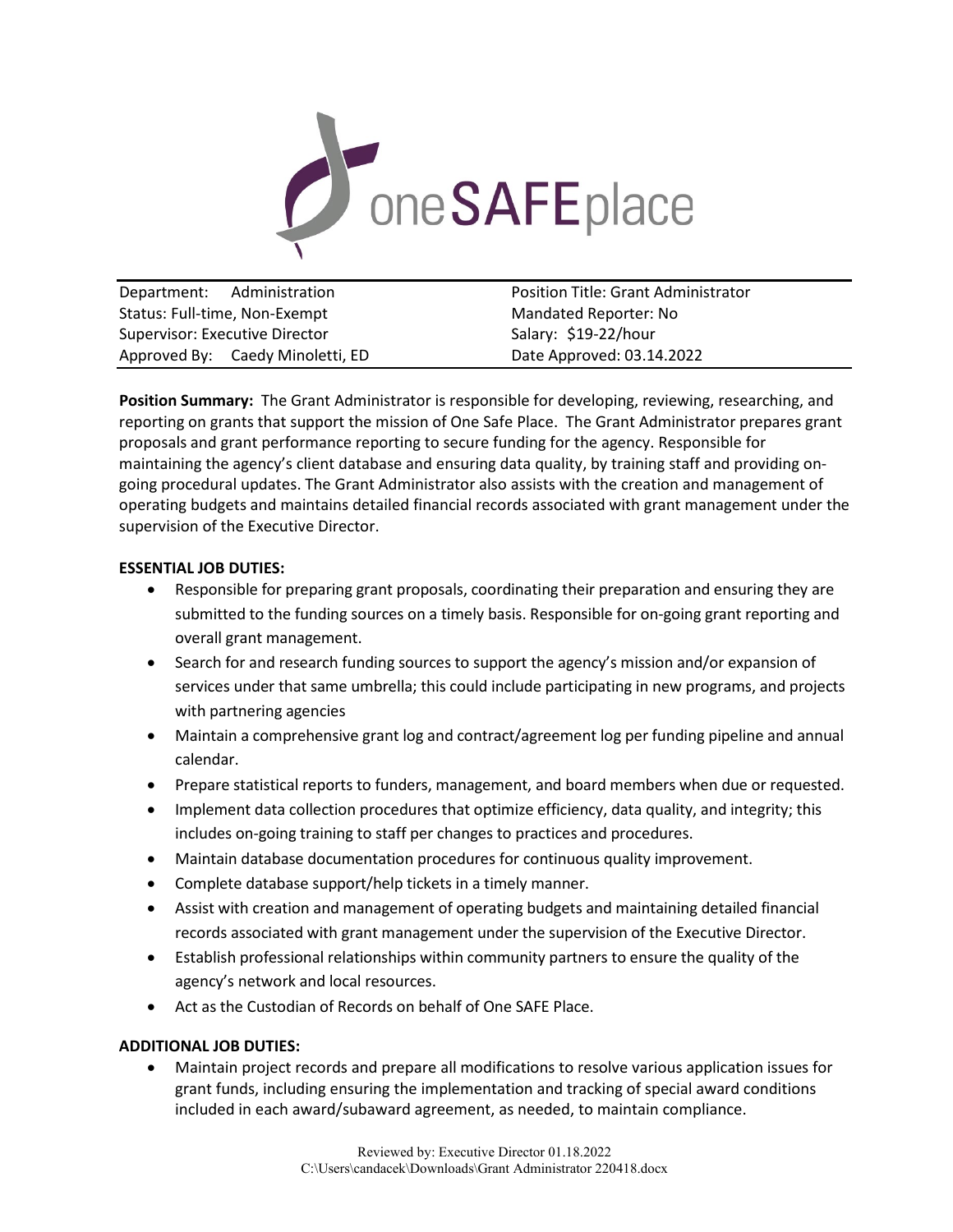oneSAFEplace

| Department: Administration | Position Title: Grant Administrator |
|---|---|
| Status: Full-time, Non-Exempt | Mandated Reporter: No |
| Supervisor: Executive Director | Salary: $19-22/hour |
| Approved By: Caedy Minoletti, ED | Date Approved: 03.14.2022 |

**Position Summary:** The Grant Administrator is responsible for developing, reviewing, researching, and reporting on grants that support the mission of One Safe Place. The Grant Administrator prepares grant proposals and grant performance reporting to secure funding for the agency. Responsible for maintaining the agency's client database and ensuring data quality, by training staff and providing on-going procedural updates. The Grant Administrator also assists with the creation and management of operating budgets and maintains detailed financial records associated with grant management under the supervision of the Executive Director.

**ESSENTIAL JOB DUTIES:**

- Responsible for preparing grant proposals, coordinating their preparation and ensuring they are submitted to the funding sources on a timely basis. Responsible for on-going grant reporting and overall grant management.
- Search for and research funding sources to support the agency's mission and/or expansion of services under that same umbrella; this could include participating in new programs, and projects with partnering agencies
- Maintain a comprehensive grant log and contract/agreement log per funding pipeline and annual calendar.
- Prepare statistical reports to funders, management, and board members when due or requested.
- Implement data collection procedures that optimize efficiency, data quality, and integrity; this includes on-going training to staff per changes to practices and procedures.
- Maintain database documentation procedures for continuous quality improvement.
- Complete database support/help tickets in a timely manner.
- Assist with creation and management of operating budgets and maintaining detailed financial records associated with grant management under the supervision of the Executive Director.
- Establish professional relationships within community partners to ensure the quality of the agency's network and local resources.
- Act as the Custodian of Records on behalf of One SAFE Place.

**ADDITIONAL JOB DUTIES:**

- Maintain project records and prepare all modifications to resolve various application issues for grant funds, including ensuring the implementation and tracking of special award conditions included in each award/subaward agreement, as needed, to maintain compliance.

Reviewed by: Executive Director 01.18.2022
C:\Users\candacek\Downloads\Grant Administrator 220418.docx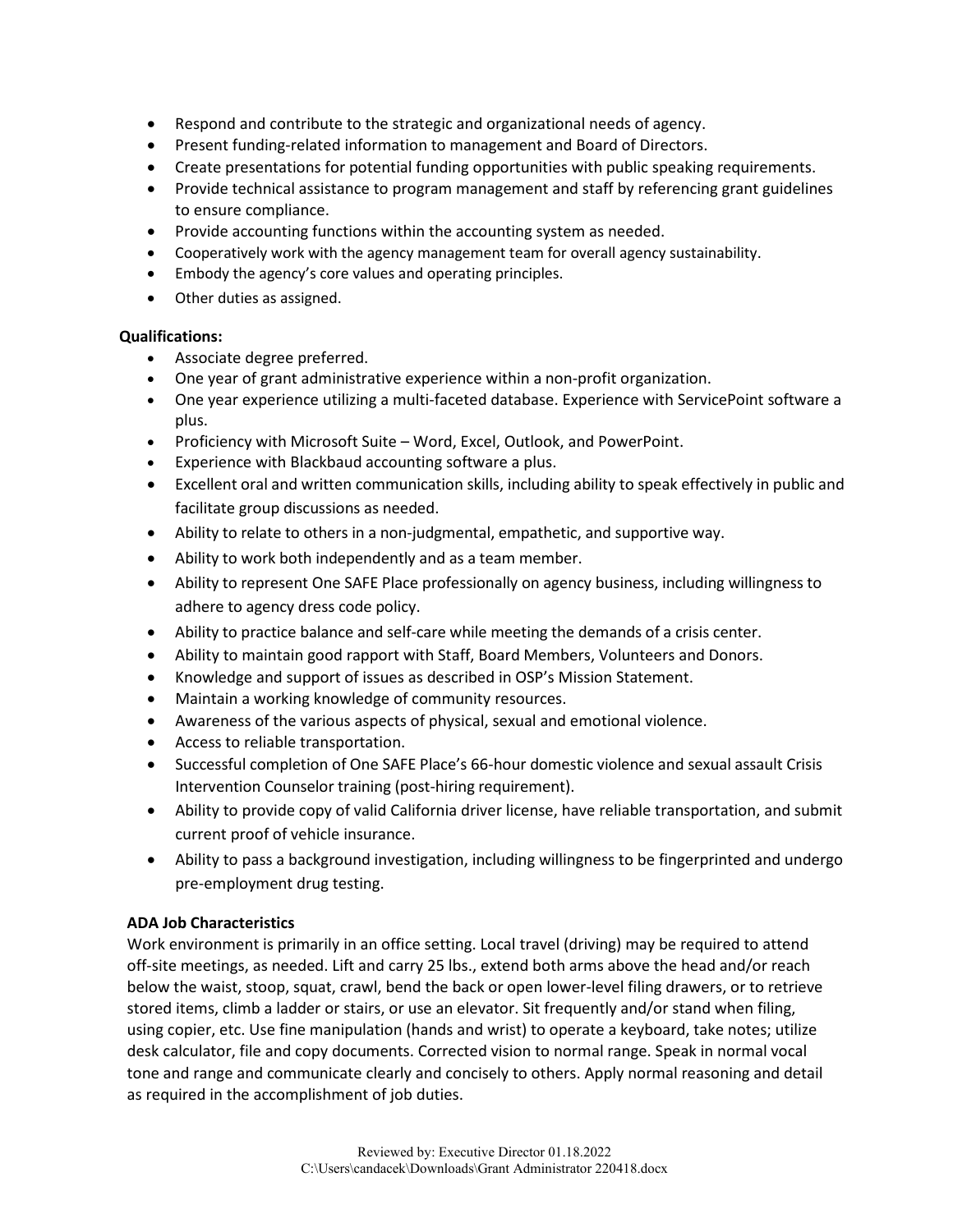- Respond and contribute to the strategic and organizational needs of agency.
- Present funding-related information to management and Board of Directors.
- Create presentations for potential funding opportunities with public speaking requirements.
- Provide technical assistance to program management and staff by referencing grant guidelines to ensure compliance.
- Provide accounting functions within the accounting system as needed.
- Cooperatively work with the agency management team for overall agency sustainability.
- Embody the agency's core values and operating principles.
- Other duties as assigned.

**Qualifications:**

- Associate degree preferred.
- One year of grant administrative experience within a non-profit organization.
- One year experience utilizing a multi-faceted database. Experience with ServicePoint software a plus.
- Proficiency with Microsoft Suite – Word, Excel, Outlook, and PowerPoint.
- Experience with Blackbaud accounting software a plus.
- Excellent oral and written communication skills, including ability to speak effectively in public and facilitate group discussions as needed.
- Ability to relate to others in a non-judgmental, empathetic, and supportive way.
- Ability to work both independently and as a team member.
- Ability to represent One SAFE Place professionally on agency business, including willingness to adhere to agency dress code policy.
- Ability to practice balance and self-care while meeting the demands of a crisis center.
- Ability to maintain good rapport with Staff, Board Members, Volunteers and Donors.
- Knowledge and support of issues as described in OSP's Mission Statement.
- Maintain a working knowledge of community resources.
- Awareness of the various aspects of physical, sexual and emotional violence.
- Access to reliable transportation.
- Successful completion of One SAFE Place's 66-hour domestic violence and sexual assault Crisis Intervention Counselor training (post-hiring requirement).
- Ability to provide copy of valid California driver license, have reliable transportation, and submit current proof of vehicle insurance.
- Ability to pass a background investigation, including willingness to be fingerprinted and undergo pre-employment drug testing.

**ADA Job Characteristics**

Work environment is primarily in an office setting. Local travel (driving) may be required to attend off-site meetings, as needed. Lift and carry 25 lbs., extend both arms above the head and/or reach below the waist, stoop, squat, crawl, bend the back or open lower-level filing drawers, or to retrieve stored items, climb a ladder or stairs, or use an elevator. Sit frequently and/or stand when filing, using copier, etc. Use fine manipulation (hands and wrist) to operate a keyboard, take notes; utilize desk calculator, file and copy documents. Corrected vision to normal range. Speak in normal vocal tone and range and communicate clearly and concisely to others. Apply normal reasoning and detail as required in the accomplishment of job duties.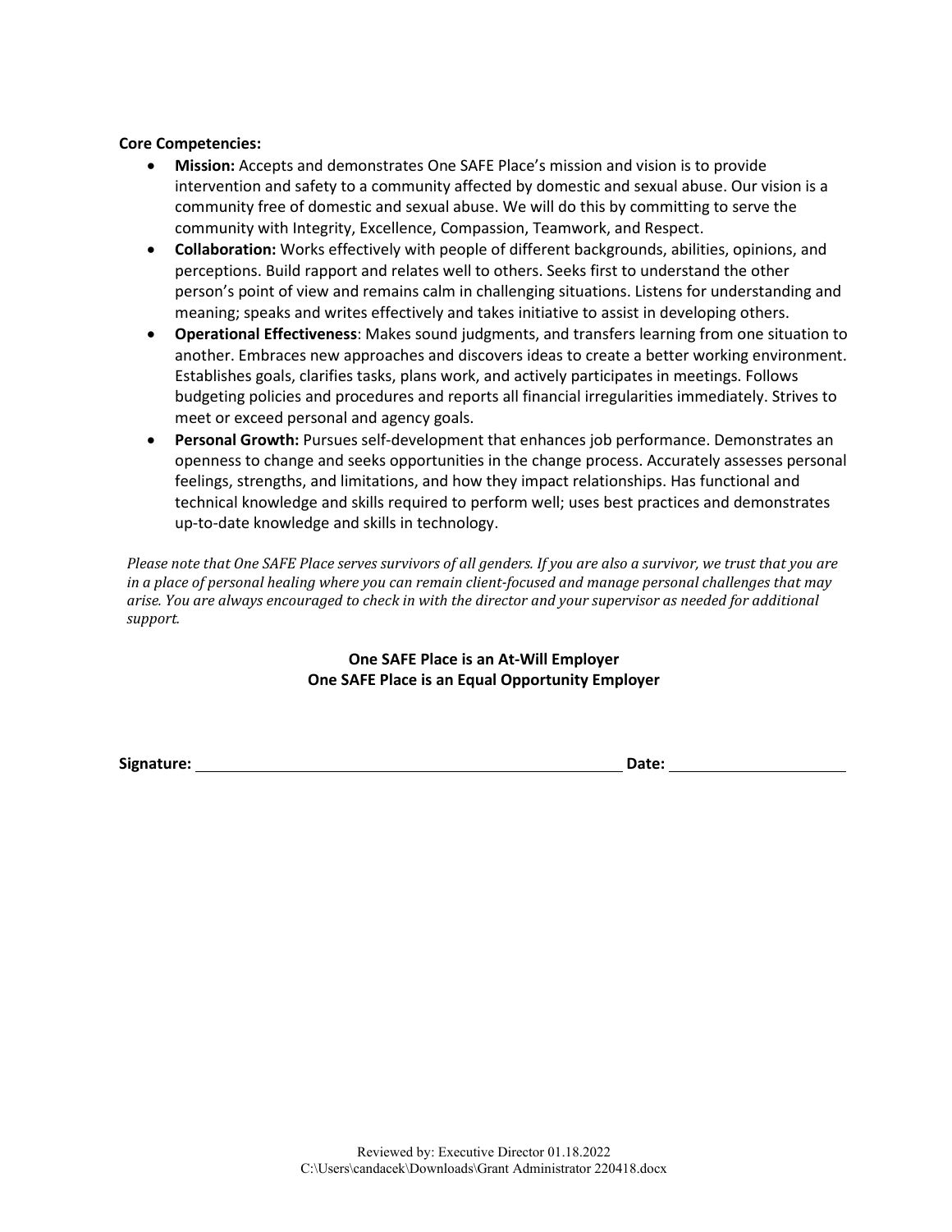**Core Competencies:**

- **Mission:** Accepts and demonstrates One SAFE Place's mission and vision is to provide intervention and safety to a community affected by domestic and sexual abuse. Our vision is a community free of domestic and sexual abuse. We will do this by committing to serve the community with Integrity, Excellence, Compassion, Teamwork, and Respect.
- **Collaboration:** Works effectively with people of different backgrounds, abilities, opinions, and perceptions. Build rapport and relates well to others. Seeks first to understand the other person's point of view and remains calm in challenging situations. Listens for understanding and meaning; speaks and writes effectively and takes initiative to assist in developing others.
- **Operational Effectiveness**: Makes sound judgments, and transfers learning from one situation to another. Embraces new approaches and discovers ideas to create a better working environment. Establishes goals, clarifies tasks, plans work, and actively participates in meetings. Follows budgeting policies and procedures and reports all financial irregularities immediately. Strives to meet or exceed personal and agency goals.
- **Personal Growth:** Pursues self-development that enhances job performance. Demonstrates an openness to change and seeks opportunities in the change process. Accurately assesses personal feelings, strengths, and limitations, and how they impact relationships. Has functional and technical knowledge and skills required to perform well; uses best practices and demonstrates up-to-date knowledge and skills in technology.

*Please note that One SAFE Place serves survivors of all genders. If you are also a survivor, we trust that you are in a place of personal healing where you can remain client-focused and manage personal challenges that may arise. You are always encouraged to check in with the director and your supervisor as needed for additional support.*

**One SAFE Place is an At-Will Employer**
**One SAFE Place is an Equal Opportunity Employer**

**Signature:** ______________________________________________ **Date:** ____________________

Reviewed by: Executive Director 01.18.2022
C:\Users\candacek\Downloads\Grant Administrator 220418.docx